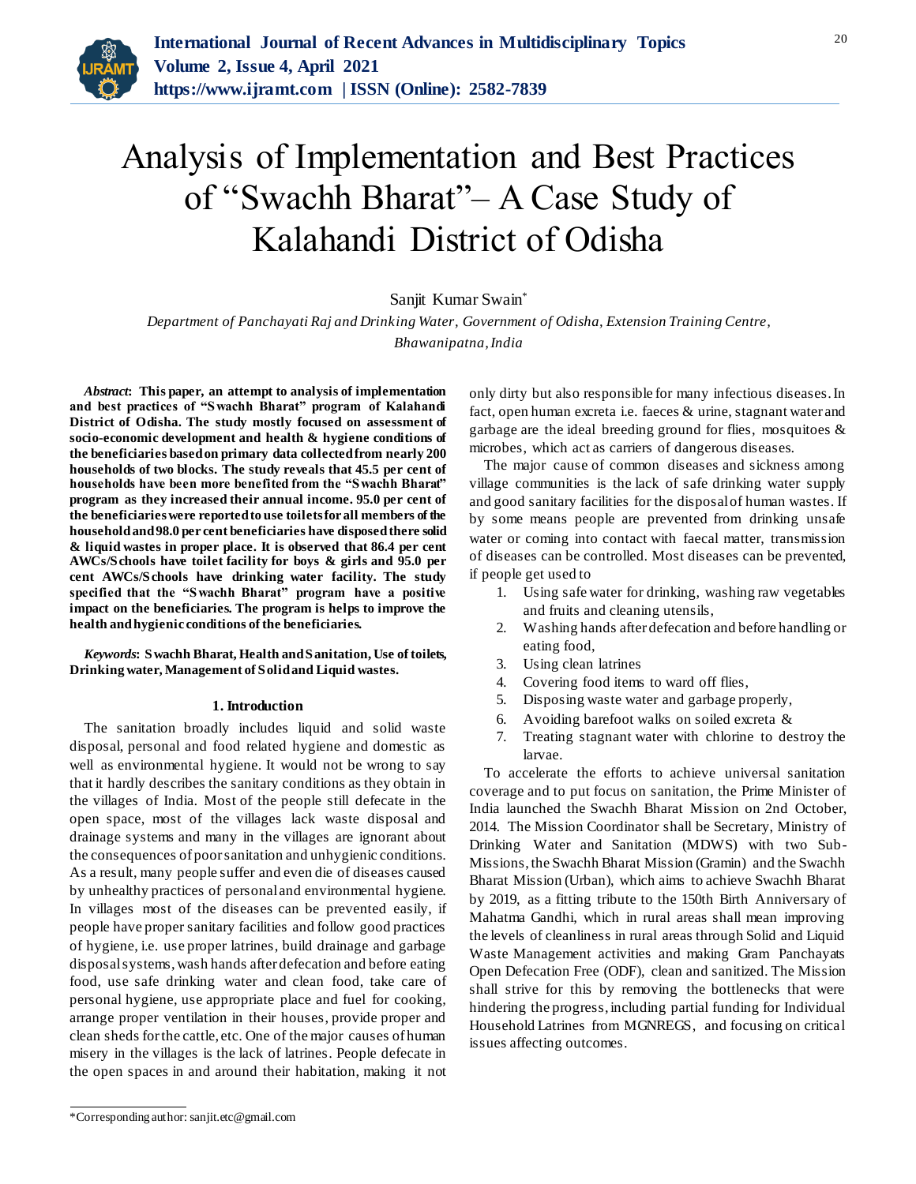# Analysis of Implementation and Best Practices of "Swachh Bharat"– A Case Study of Kalahandi District of Odisha

Sanjit Kumar Swain*

*Department of Panchayati Raj and Drinking Water, Government of Odisha, Extension Training Centre, Bhawanipatna, India*

***Abstract*: This paper, an attempt to analysis of implementation and best practices of "Swachh Bharat" program of Kalahandi District of Odisha. The study mostly focused on assessment of socio-economic development and health & hygiene conditions of the beneficiaries based on primary data collected from nearly 200 households of two blocks. The study reveals that 45.5 per cent of households have been more benefited from the "Swachh Bharat" program as they increased their annual income. 95.0 per cent of the beneficiaries were reported to use toilets for all members of the household and 98.0 per cent beneficiaries have disposed there solid & liquid wastes in proper place. It is observed that 86.4 per cent AWCs/Schools have toilet facility for boys & girls and 95.0 per cent AWCs/Schools have drinking water facility. The study specified that the "Swachh Bharat" program have a positive impact on the beneficiaries. The program is helps to improve the health and hygienic conditions of the beneficiaries.**

***Keywords*: Swachh Bharat, Health and Sanitation, Use of toilets, Drinking water, Management of Solid and Liquid wastes.**

## 1. Introduction

The sanitation broadly includes liquid and solid waste disposal, personal and food related hygiene and domestic as well as environmental hygiene. It would not be wrong to say that it hardly describes the sanitary conditions as they obtain in the villages of India. Most of the people still defecate in the open space, most of the villages lack waste disposal and drainage systems and many in the villages are ignorant about the consequences of poor sanitation and unhygienic conditions. As a result, many people suffer and even die of diseases caused by unhealthy practices of personal and environmental hygiene. In villages most of the diseases can be prevented easily, if people have proper sanitary facilities and follow good practices of hygiene, i.e. use proper latrines, build drainage and garbage disposal systems, wash hands after defecation and before eating food, use safe drinking water and clean food, take care of personal hygiene, use appropriate place and fuel for cooking, arrange proper ventilation in their houses, provide proper and clean sheds for the cattle, etc. One of the major causes of human misery in the villages is the lack of latrines. People defecate in the open spaces in and around their habitation, making it not only dirty but also responsible for many infectious diseases. In fact, open human excreta i.e. faeces & urine, stagnant water and garbage are the ideal breeding ground for flies, mosquitoes & microbes, which act as carriers of dangerous diseases.

The major cause of common diseases and sickness among village communities is the lack of safe drinking water supply and good sanitary facilities for the disposal of human wastes. If by some means people are prevented from drinking unsafe water or coming into contact with faecal matter, transmission of diseases can be controlled. Most diseases can be prevented, if people get used to

1. Using safe water for drinking, washing raw vegetables and fruits and cleaning utensils,
2. Washing hands after defecation and before handling or eating food,
3. Using clean latrines
4. Covering food items to ward off flies,
5. Disposing waste water and garbage properly,
6. Avoiding barefoot walks on soiled excreta &
7. Treating stagnant water with chlorine to destroy the larvae.

To accelerate the efforts to achieve universal sanitation coverage and to put focus on sanitation, the Prime Minister of India launched the Swachh Bharat Mission on 2nd October, 2014. The Mission Coordinator shall be Secretary, Ministry of Drinking Water and Sanitation (MDWS) with two Sub-Missions, the Swachh Bharat Mission (Gramin) and the Swachh Bharat Mission (Urban), which aims to achieve Swachh Bharat by 2019, as a fitting tribute to the 150th Birth Anniversary of Mahatma Gandhi, which in rural areas shall mean improving the levels of cleanliness in rural areas through Solid and Liquid Waste Management activities and making Gram Panchayats Open Defecation Free (ODF), clean and sanitized. The Mission shall strive for this by removing the bottlenecks that were hindering the progress, including partial funding for Individual Household Latrines from MGNREGS, and focusing on critical issues affecting outcomes.

*Corresponding author: sanjit.etc@gmail.com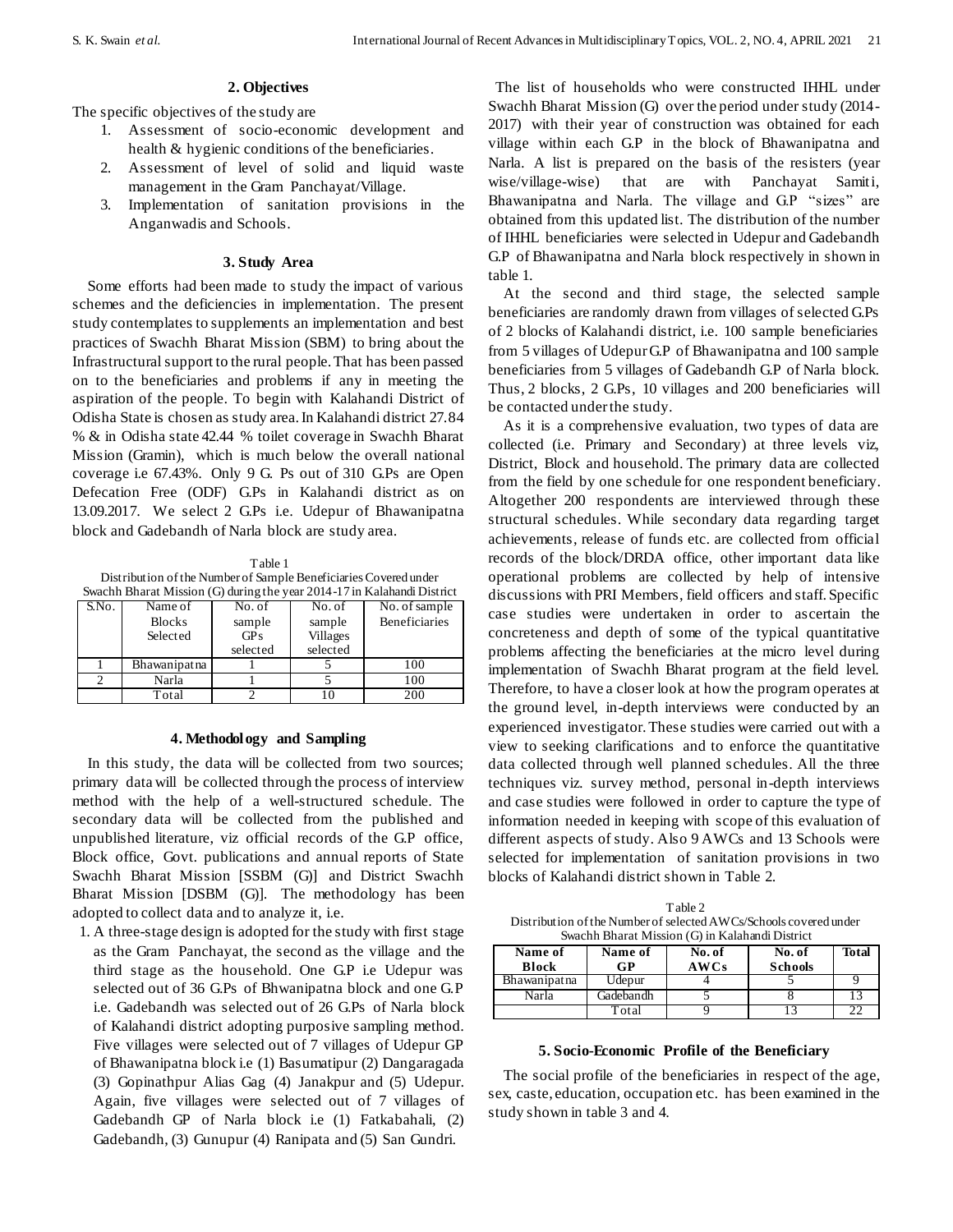## 2. Objectives

The specific objectives of the study are

1. Assessment of socio-economic development and health & hygienic conditions of the beneficiaries.
2. Assessment of level of solid and liquid waste management in the Gram Panchayat/Village.
3. Implementation of sanitation provisions in the Anganwadis and Schools.

## 3. Study Area

Some efforts had been made to study the impact of various schemes and the deficiencies in implementation. The present study contemplates to supplements an implementation and best practices of Swachh Bharat Mission (SBM) to bring about the Infrastructural support to the rural people. That has been passed on to the beneficiaries and problems if any in meeting the aspiration of the people. To begin with Kalahandi District of Odisha State is chosen as study area. In Kalahandi district 27.84 % & in Odisha state 42.44 % toilet coverage in Swachh Bharat Mission (Gramin), which is much below the overall national coverage i.e 67.43%. Only 9 G. Ps out of 310 G.Ps are Open Defecation Free (ODF) G.Ps in Kalahandi district as on 13.09.2017. We select 2 G.Ps i.e. Udepur of Bhawanipatna block and Gadebandh of Narla block are study area.

Table 1
Distribution of the Number of Sample Beneficiaries Covered under Swachh Bharat Mission (G) during the year 2014-17 in Kalahandi District

| S.No. | Name of Blocks Selected | No. of sample GPs selected | No. of sample Villages selected | No. of sample Beneficiaries |
|---|---|---|---|---|
| 1 | Bhawanipatna | 1 | 5 | 100 |
| 2 | Narla | 1 | 5 | 100 |
| | Total | 2 | 10 | 200 |

## 4. Methodology and Sampling

In this study, the data will be collected from two sources; primary data will be collected through the process of interview method with the help of a well-structured schedule. The secondary data will be collected from the published and unpublished literature, viz official records of the G.P office, Block office, Govt. publications and annual reports of State Swachh Bharat Mission [SSBM (G)] and District Swachh Bharat Mission [DSBM (G)]. The methodology has been adopted to collect data and to analyze it, i.e.

1. A three-stage design is adopted for the study with first stage as the Gram Panchayat, the second as the village and the third stage as the household. One G.P i.e Udepur was selected out of 36 G.Ps of Bhwanipatna block and one G.P i.e. Gadebandh was selected out of 26 G.Ps of Narla block of Kalahandi district adopting purposive sampling method. Five villages were selected out of 7 villages of Udepur GP of Bhawanipatna block i.e (1) Basumatipur (2) Dangaragada (3) Gopinathpur Alias Gag (4) Janakpur and (5) Udepur. Again, five villages were selected out of 7 villages of Gadebandh GP of Narla block i.e (1) Fatkabahali, (2) Gadebandh, (3) Gunupur (4) Ranipata and (5) San Gundri.

The list of households who were constructed IHHL under Swachh Bharat Mission (G) over the period under study (2014-2017) with their year of construction was obtained for each village within each G.P in the block of Bhawanipatna and Narla. A list is prepared on the basis of the resisters (year wise/village-wise) that are with Panchayat Samiti, Bhawanipatna and Narla. The village and G.P "sizes" are obtained from this updated list. The distribution of the number of IHHL beneficiaries were selected in Udepur and Gadebandh G.P of Bhawanipatna and Narla block respectively in shown in table 1.

At the second and third stage, the selected sample beneficiaries are randomly drawn from villages of selected G.Ps of 2 blocks of Kalahandi district, i.e. 100 sample beneficiaries from 5 villages of Udepur G.P of Bhawanipatna and 100 sample beneficiaries from 5 villages of Gadebandh G.P of Narla block. Thus, 2 blocks, 2 G.Ps, 10 villages and 200 beneficiaries will be contacted under the study.

As it is a comprehensive evaluation, two types of data are collected (i.e. Primary and Secondary) at three levels viz, District, Block and household. The primary data are collected from the field by one schedule for one respondent beneficiary. Altogether 200 respondents are interviewed through these structural schedules. While secondary data regarding target achievements, release of funds etc. are collected from official records of the block/DRDA office, other important data like operational problems are collected by help of intensive discussions with PRI Members, field officers and staff. Specific case studies were undertaken in order to ascertain the concreteness and depth of some of the typical quantitative problems affecting the beneficiaries at the micro level during implementation of Swachh Bharat program at the field level. Therefore, to have a closer look at how the program operates at the ground level, in-depth interviews were conducted by an experienced investigator. These studies were carried out with a view to seeking clarifications and to enforce the quantitative data collected through well planned schedules. All the three techniques viz. survey method, personal in-depth interviews and case studies were followed in order to capture the type of information needed in keeping with scope of this evaluation of different aspects of study. Also 9 AWCs and 13 Schools were selected for implementation of sanitation provisions in two blocks of Kalahandi district shown in Table 2.

Table 2
Distribution of the Number of selected AWCs/Schools covered under Swachh Bharat Mission (G) in Kalahandi District

| Name of Block | Name of GP | No. of AWCs | No. of Schools | Total |
|---|---|---|---|---|
| Bhawanipatna | Udepur | 4 | 5 | 9 |
| Narla | Gadebandh | 5 | 8 | 13 |
| | Total | 9 | 13 | 22 |

## 5. Socio-Economic Profile of the Beneficiary

The social profile of the beneficiaries in respect of the age, sex, caste, education, occupation etc. has been examined in the study shown in table 3 and 4.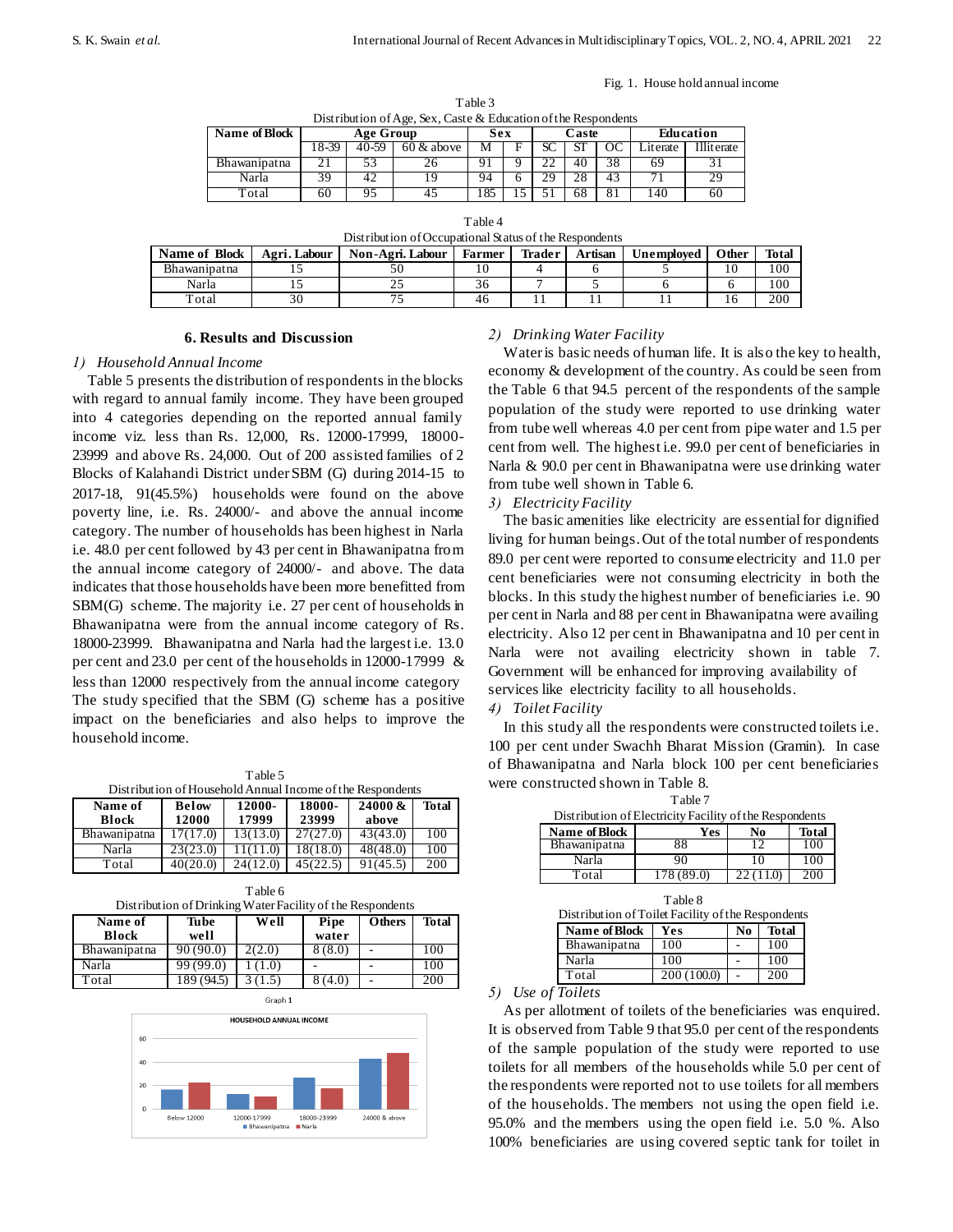Fig. 1. House hold annual income

Table 3
Distribution of Age, Sex, Caste & Education of the Respondents

| Name of Block | Age Group | | | Sex | | Caste | | | Education | |
|---|---|---|---|---|---|---|---|---|---|---|
| | 18-39 | 40-59 | 60 & above | M | F | SC | ST | OC | Literate | Illiterate |
| Bhawanipatna | 21 | 53 | 26 | 91 | 9 | 22 | 40 | 38 | 69 | 31 |
| Narla | 39 | 42 | 19 | 94 | 6 | 29 | 28 | 43 | 71 | 29 |
| Total | 60 | 95 | 45 | 185 | 15 | 51 | 68 | 81 | 140 | 60 |

Table 4
Distribution of Occupational Status of the Respondents

| Name of Block | Agri. Labour | Non-Agri. Labour | Farmer | Trader | Artisan | Unemployed | Other | Total |
|---|---|---|---|---|---|---|---|---|
| Bhawanipatna | 15 | 50 | 10 | 4 | 6 | 5 | 10 | 100 |
| Narla | 15 | 25 | 36 | 7 | 5 | 6 | 6 | 100 |
| Total | 30 | 75 | 46 | 11 | 11 | 11 | 16 | 200 |

## 6. Results and Discussion

*1) Household Annual Income*

Table 5 presents the distribution of respondents in the blocks with regard to annual family income. They have been grouped into 4 categories depending on the reported annual family income viz. less than Rs. 12,000, Rs. 12000-17999, 18000-23999 and above Rs. 24,000. Out of 200 assisted families of 2 Blocks of Kalahandi District under SBM (G) during 2014-15 to 2017-18, 91(45.5%) households were found on the above poverty line, i.e. Rs. 24000/- and above the annual income category. The number of households has been highest in Narla i.e. 48.0 per cent followed by 43 per cent in Bhawanipatna from the annual income category of 24000/- and above. The data indicates that those households have been more benefitted from SBM(G) scheme. The majority i.e. 27 per cent of households in Bhawanipatna were from the annual income category of Rs. 18000-23999. Bhawanipatna and Narla had the largest i.e. 13.0 per cent and 23.0 per cent of the households in 12000-17999 & less than 12000 respectively from the annual income category The study specified that the SBM (G) scheme has a positive impact on the beneficiaries and also helps to improve the household income.

Table 5
Distribution of Household Annual Income of the Respondents

| Name of Block | Below 12000 | 12000-17999 | 18000-23999 | 24000 & above | Total |
|---|---|---|---|---|---|
| Bhawanipatna | 17(17.0) | 13(13.0) | 27(27.0) | 43(43.0) | 100 |
| Narla | 23(23.0) | 11(11.0) | 18(18.0) | 48(48.0) | 100 |
| Total | 40(20.0) | 24(12.0) | 45(22.5) | 91(45.5) | 200 |

Table 6
Distribution of Drinking Water Facility of the Respondents

| Name of Block | Tube well | Well | Pipe water | Others | Total |
|---|---|---|---|---|---|
| Bhawanipatna | 90 (90.0) | 2(2.0) | 8 (8.0) | - | 100 |
| Narla | 99 (99.0) | 1 (1.0) | - | - | 100 |
| Total | 189 (94.5) | 3 (1.5) | 8 (4.0) | - | 200 |

Graph 1

HOUSEHOLD ANNUAL INCOME

*2) Drinking Water Facility*

Water is basic needs of human life. It is also the key to health, economy & development of the country. As could be seen from the Table 6 that 94.5 percent of the respondents of the sample population of the study were reported to use drinking water from tube well whereas 4.0 per cent from pipe water and 1.5 per cent from well. The highest i.e. 99.0 per cent of beneficiaries in Narla & 90.0 per cent in Bhawanipatna were use drinking water from tube well shown in Table 6.

*3) Electricity Facility*

The basic amenities like electricity are essential for dignified living for human beings. Out of the total number of respondents 89.0 per cent were reported to consume electricity and 11.0 per cent beneficiaries were not consuming electricity in both the blocks. In this study the highest number of beneficiaries i.e. 90 per cent in Narla and 88 per cent in Bhawanipatna were availing electricity. Also 12 per cent in Bhawanipatna and 10 per cent in Narla were not availing electricity shown in table 7. Government will be enhanced for improving availability of services like electricity facility to all households.

*4) Toilet Facility*

In this study all the respondents were constructed toilets i.e. 100 per cent under Swachh Bharat Mission (Gramin). In case of Bhawanipatna and Narla block 100 per cent beneficiaries were constructed shown in Table 8.

Table 7
Distribution of Electricity Facility of the Respondents

| Name of Block | Yes | No | Total |
|---|---|---|---|
| Bhawanipatna | 88 | 12 | 100 |
| Narla | 90 | 10 | 100 |
| Total | 178 (89.0) | 22 (11.0) | 200 |

Table 8
Distribution of Toilet Facility of the Respondents

| Name of Block | Yes | No | Total |
|---|---|---|---|
| Bhawanipatna | 100 | - | 100 |
| Narla | 100 | - | 100 |
| Total | 200 (100.0) | - | 200 |

*5) Use of Toilets*

As per allotment of toilets of the beneficiaries was enquired. It is observed from Table 9 that 95.0 per cent of the respondents of the sample population of the study were reported to use toilets for all members of the households while 5.0 per cent of the respondents were reported not to use toilets for all members of the households. The members not using the open field i.e. 95.0% and the members using the open field i.e. 5.0 %. Also 100% beneficiaries are using covered septic tank for toilet in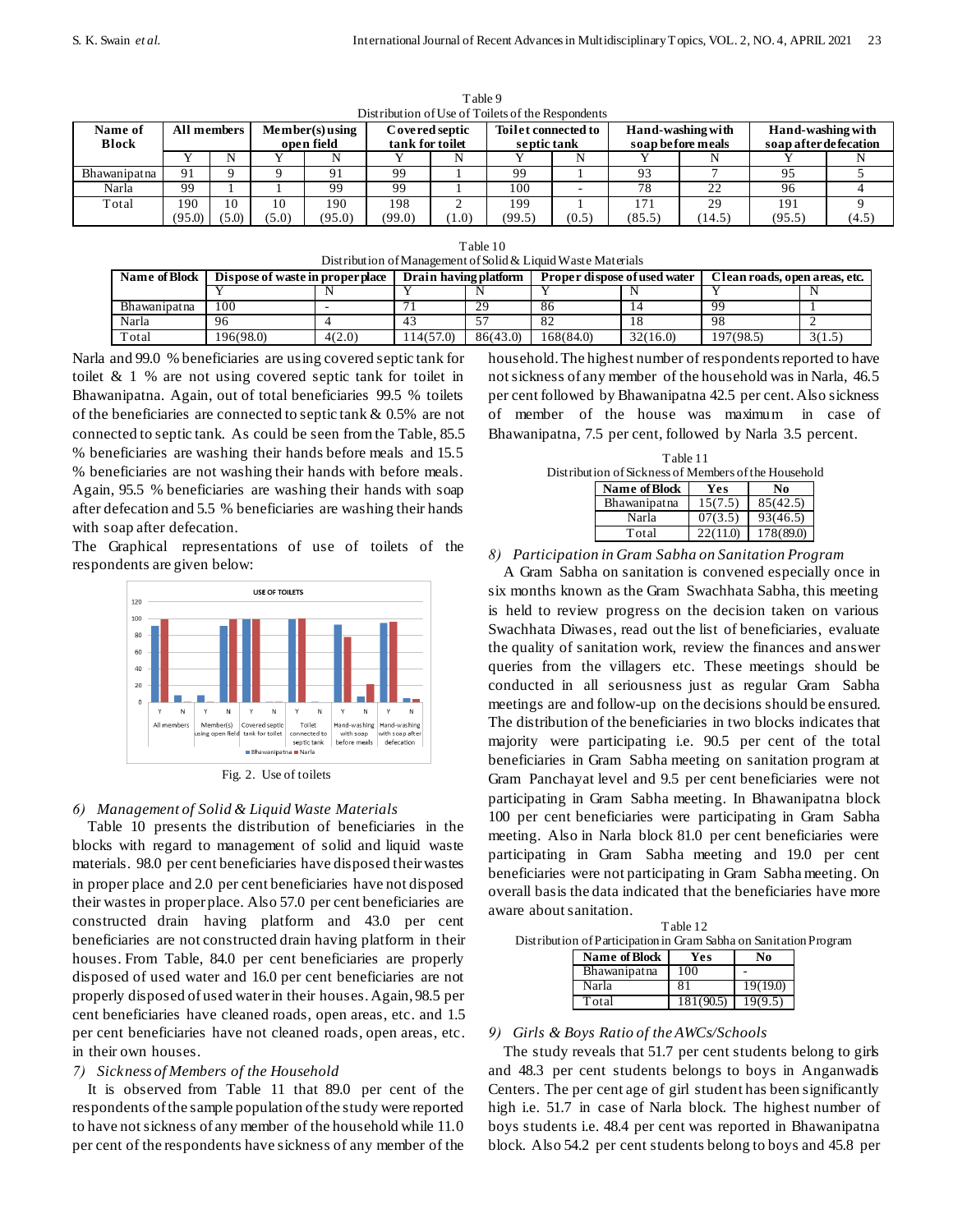Table 9
Distribution of Use of Toilets of the Respondents

| Name of Block | All members | | Member(s) using open field | | Covered septic tank for toilet | | Toilet connected to septic tank | | Hand-washing with soap before meals | | Hand-washing with soap after defecation | |
|---|---|---|---|---|---|---|---|---|---|---|---|---|
| | Y | N | Y | N | Y | N | Y | N | Y | N | Y | N |
| Bhawanipatna | 91 | 9 | 9 | 91 | 99 | 1 | 99 | 1 | 93 | 7 | 95 | 5 |
| Narla | 99 | 1 | 1 | 99 | 99 | 1 | 100 | - | 78 | 22 | 96 | 4 |
| Total | 190 (95.0) | 10 (5.0) | 10 (5.0) | 190 (95.0) | 198 (99.0) | 2 (1.0) | 199 (99.5) | 1 (0.5) | 171 (85.5) | 29 (14.5) | 191 (95.5) | 9 (4.5) |

Table 10
Distribution of Management of Solid & Liquid Waste Materials

| Name of Block | Dispose of waste in proper place | | Drain having platform | | Proper dispose of used water | | Clean roads, open areas, etc. | |
|---|---|---|---|---|---|---|---|---|
| | Y | N | Y | N | Y | N | Y | N |
| Bhawanipatna | 100 | - | 71 | 29 | 86 | 14 | 99 | 1 |
| Narla | 96 | 4 | 43 | 57 | 82 | 18 | 98 | 2 |
| Total | 196(98.0) | 4(2.0) | 114(57.0) | 86(43.0) | 168(84.0) | 32(16.0) | 197(98.5) | 3(1.5) |

Narla and 99.0 % beneficiaries are using covered septic tank for toilet & 1 % are not using covered septic tank for toilet in Bhawanipatna. Again, out of total beneficiaries 99.5 % toilets of the beneficiaries are connected to septic tank & 0.5% are not connected to septic tank. As could be seen from the Table, 85.5 % beneficiaries are washing their hands before meals and 15.5 % beneficiaries are not washing their hands with before meals. Again, 95.5 % beneficiaries are washing their hands with soap after defecation and 5.5 % beneficiaries are washing their hands with soap after defecation.

The Graphical representations of use of toilets of the respondents are given below:

Fig. 2. Use of toilets

### 6) *Management of Solid & Liquid Waste Materials*

Table 10 presents the distribution of beneficiaries in the blocks with regard to management of solid and liquid waste materials. 98.0 per cent beneficiaries have disposed their wastes in proper place and 2.0 per cent beneficiaries have not disposed their wastes in proper place. Also 57.0 per cent beneficiaries are constructed drain having platform and 43.0 per cent beneficiaries are not constructed drain having platform in their houses. From Table, 84.0 per cent beneficiaries are properly disposed of used water and 16.0 per cent beneficiaries are not properly disposed of used water in their houses. Again, 98.5 per cent beneficiaries have cleaned roads, open areas, etc. and 1.5 per cent beneficiaries have not cleaned roads, open areas, etc. in their own houses.

### 7) *Sickness of Members of the Household*

It is observed from Table 11 that 89.0 per cent of the respondents of the sample population of the study were reported to have not sickness of any member of the household while 11.0 per cent of the respondents have sickness of any member of the household. The highest number of respondents reported to have not sickness of any member of the household was in Narla, 46.5 per cent followed by Bhawanipatna 42.5 per cent. Also sickness of member of the house was maximum in case of Bhawanipatna, 7.5 per cent, followed by Narla 3.5 percent.

Table 11
Distribution of Sickness of Members of the Household

| Name of Block | Yes | No |
|---|---|---|
| Bhawanipatna | 15(7.5) | 85(42.5) |
| Narla | 07(3.5) | 93(46.5) |
| Total | 22(11.0) | 178(89.0) |

### 8) *Participation in Gram Sabha on Sanitation Program*

A Gram Sabha on sanitation is convened especially once in six months known as the Gram Swachhata Sabha, this meeting is held to review progress on the decision taken on various Swachhata Diwases, read out the list of beneficiaries, evaluate the quality of sanitation work, review the finances and answer queries from the villagers etc. These meetings should be conducted in all seriousness just as regular Gram Sabha meetings are and follow-up on the decisions should be ensured. The distribution of the beneficiaries in two blocks indicates that majority were participating i.e. 90.5 per cent of the total beneficiaries in Gram Sabha meeting on sanitation program at Gram Panchayat level and 9.5 per cent beneficiaries were not participating in Gram Sabha meeting. In Bhawanipatna block 100 per cent beneficiaries were participating in Gram Sabha meeting. Also in Narla block 81.0 per cent beneficiaries were participating in Gram Sabha meeting and 19.0 per cent beneficiaries were not participating in Gram Sabha meeting. On overall basis the data indicated that the beneficiaries have more aware about sanitation.

Table 12
Distribution of Participation in Gram Sabha on Sanitation Program

| Name of Block | Yes | No |
|---|---|---|
| Bhawanipatna | 100 | - |
| Narla | 81 | 19(19.0) |
| Total | 181(90.5) | 19(9.5) |

### 9) *Girls & Boys Ratio of the AWCs/Schools*

The study reveals that 51.7 per cent students belong to girls and 48.3 per cent students belongs to boys in Anganwadis Centers. The per cent age of girl student has been significantly high i.e. 51.7 in case of Narla block. The highest number of boys students i.e. 48.4 per cent was reported in Bhawanipatna block. Also 54.2 per cent students belong to boys and 45.8 per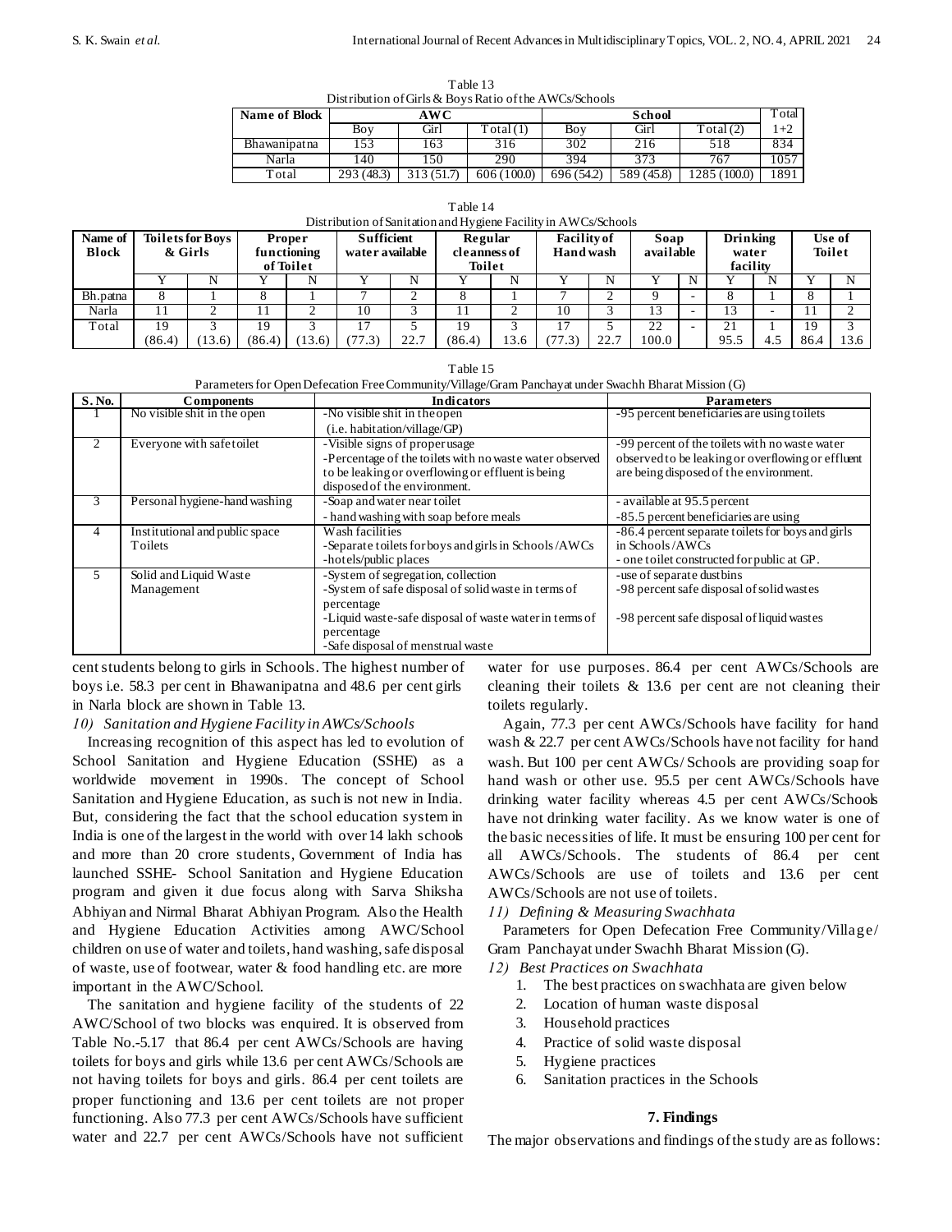Table 13
Distribution of Girls & Boys Ratio of the AWCs/Schools

| Name of Block | AWC | | | School | | | Total |
|---|---|---|---|---|---|---|---|
| | Boy | Girl | Total (1) | Boy | Girl | Total (2) | 1+2 |
| Bhawanipatna | 153 | 163 | 316 | 302 | 216 | 518 | 834 |
| Narla | 140 | 150 | 290 | 394 | 373 | 767 | 1057 |
| Total | 293 (48.3) | 313 (51.7) | 606 (100.0) | 696 (54.2) | 589 (45.8) | 1285 (100.0) | 1891 |

Table 14
Distribution of Sanitation and Hygiene Facility in AWCs/Schools

| Name of Block | Toilets for Boys & Girls | | Proper functioning of Toilet | | Sufficient water available | | Regular cleanness of Toilet | | Facility of Hand wash | | Soap available | | Drinking water facility | | Use of Toilet | |
|---|---|---|---|---|---|---|---|---|---|---|---|---|---|---|---|---|
| | Y | N | Y | N | Y | N | Y | N | Y | N | Y | N | Y | N | Y | N |
| Bh.patna | 8 | 1 | 8 | 1 | 7 | 2 | 8 | 1 | 7 | 2 | 9 | - | 8 | 1 | 8 | 1 |
| Narla | 11 | 2 | 11 | 2 | 10 | 3 | 11 | 2 | 10 | 3 | 13 | - | 13 | - | 11 | 2 |
| Total | 19 (86.4) | 3 (13.6) | 19 (86.4) | 3 (13.6) | 17 (77.3) | 5 22.7 | 19 (86.4) | 3 13.6 | 17 (77.3) | 5 22.7 | 22 100.0 | - | 21 95.5 | 1 4.5 | 19 86.4 | 3 13.6 |

Table 15
Parameters for Open Defecation Free Community/Village/Gram Panchayat under Swachh Bharat Mission (G)

| S. No. | Components | Indicators | Parameters |
|---|---|---|---|
| 1 | No visible shit in the open | -No visible shit in the open (i.e. habitation/village/GP) | -95 percent beneficiaries are using toilets |
| 2 | Everyone with safe toilet | -Visible signs of proper usage<br>-Percentage of the toilets with no waste water observed to be leaking or overflowing or effluent is being disposed of the environment. | -99 percent of the toilets with no waste water observed to be leaking or overflowing or effluent are being disposed of the environment. |
| 3 | Personal hygiene-hand washing | -Soap and water near toilet<br>- hand washing with soap before meals | - available at 95.5 percent<br>-85.5 percent beneficiaries are using |
| 4 | Institutional and public space Toilets | Wash facilities<br>-Separate toilets for boys and girls in Schools /AWCs<br>-hotels/public places | -86.4 percent separate toilets for boys and girls in Schools /AWCs<br>- one toilet constructed for public at GP. |
| 5 | Solid and Liquid Waste Management | -System of segregation, collection<br>-System of safe disposal of solid waste in terms of percentage<br>-Liquid waste-safe disposal of waste water in terms of percentage<br>-Safe disposal of menstrual waste | -use of separate dustbins<br>-98 percent safe disposal of solid wastes<br><br>-98 percent safe disposal of liquid wastes |

cent students belong to girls in Schools. The highest number of boys i.e. 58.3 per cent in Bhawanipatna and 48.6 per cent girls in Narla block are shown in Table 13.

*10) Sanitation and Hygiene Facility in AWCs/Schools*

Increasing recognition of this aspect has led to evolution of School Sanitation and Hygiene Education (SSHE) as a worldwide movement in 1990s. The concept of School Sanitation and Hygiene Education, as such is not new in India. But, considering the fact that the school education system in India is one of the largest in the world with over 14 lakh schools and more than 20 crore students, Government of India has launched SSHE- School Sanitation and Hygiene Education program and given it due focus along with Sarva Shiksha Abhiyan and Nirmal Bharat Abhiyan Program. Also the Health and Hygiene Education Activities among AWC/School children on use of water and toilets, hand washing, safe disposal of waste, use of footwear, water & food handling etc. are more important in the AWC/School.

The sanitation and hygiene facility of the students of 22 AWC/School of two blocks was enquired. It is observed from Table No.-5.17 that 86.4 per cent AWCs/Schools are having toilets for boys and girls while 13.6 per cent AWCs/Schools are not having toilets for boys and girls. 86.4 per cent toilets are proper functioning and 13.6 per cent toilets are not proper functioning. Also 77.3 per cent AWCs/Schools have sufficient water and 22.7 per cent AWCs/Schools have not sufficient water for use purposes. 86.4 per cent AWCs/Schools are cleaning their toilets & 13.6 per cent are not cleaning their toilets regularly.

Again, 77.3 per cent AWCs/Schools have facility for hand wash & 22.7 per cent AWCs/Schools have not facility for hand wash. But 100 per cent AWCs/ Schools are providing soap for hand wash or other use. 95.5 per cent AWCs/Schools have drinking water facility whereas 4.5 per cent AWCs/Schools have not drinking water facility. As we know water is one of the basic necessities of life. It must be ensuring 100 per cent for all AWCs/Schools. The students of 86.4 per cent AWCs/Schools are use of toilets and 13.6 per cent AWCs/Schools are not use of toilets.

*11) Defining & Measuring Swachhata*

Parameters for Open Defecation Free Community/Village/ Gram Panchayat under Swachh Bharat Mission (G).

*12) Best Practices on Swachhata*

1. The best practices on swachhata are given below
2. Location of human waste disposal
3. Household practices
4. Practice of solid waste disposal
5. Hygiene practices
6. Sanitation practices in the Schools

## 7. Findings

The major observations and findings of the study are as follows: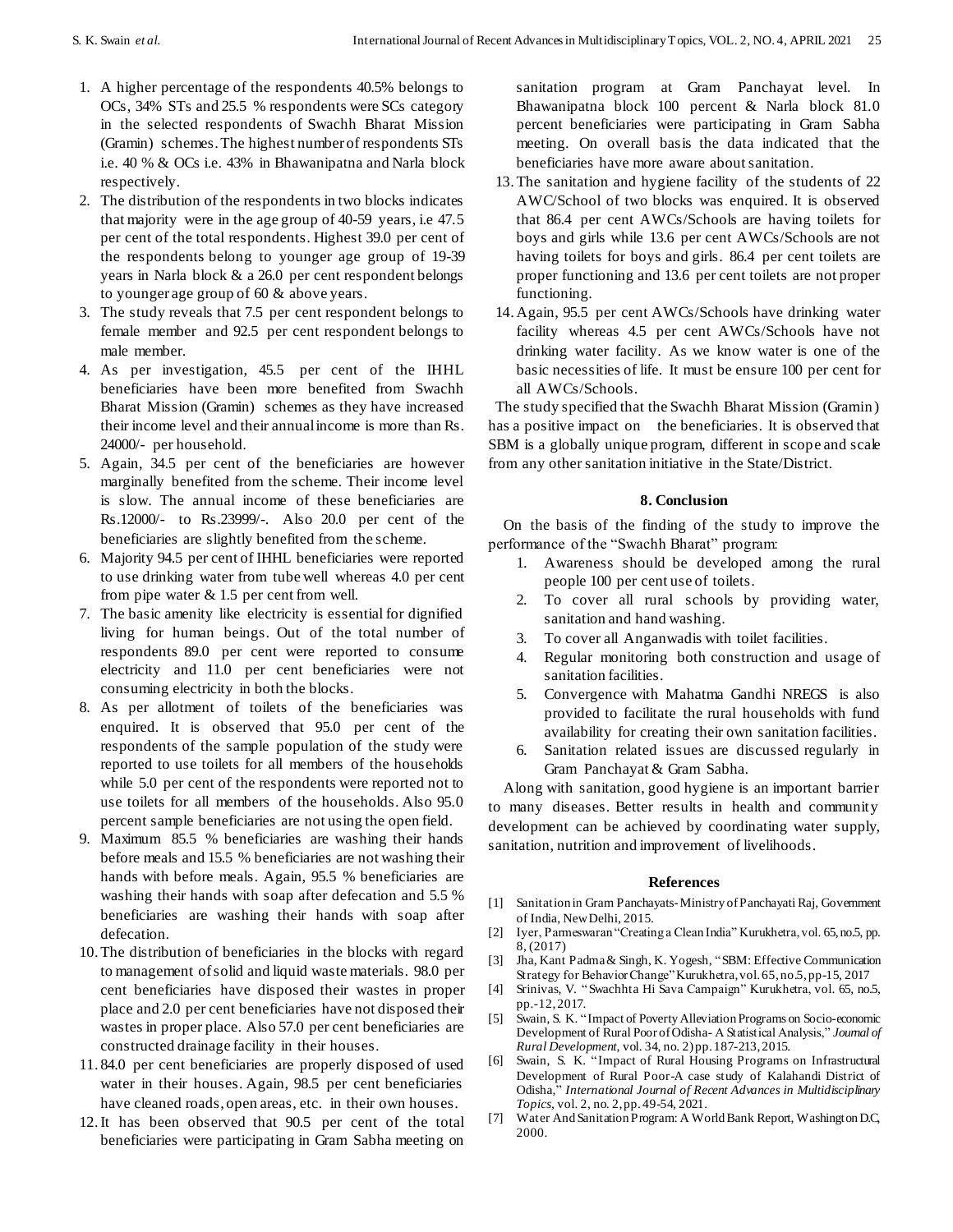1. A higher percentage of the respondents 40.5% belongs to OCs, 34% STs and 25.5 % respondents were SCs category in the selected respondents of Swachh Bharat Mission (Gramin) schemes. The highest number of respondents STs i.e. 40 % & OCs i.e. 43% in Bhawanipatna and Narla block respectively.
2. The distribution of the respondents in two blocks indicates that majority were in the age group of 40-59 years, i.e 47.5 per cent of the total respondents. Highest 39.0 per cent of the respondents belong to younger age group of 19-39 years in Narla block & a 26.0 per cent respondent belongs to younger age group of 60 & above years.
3. The study reveals that 7.5 per cent respondent belongs to female member and 92.5 per cent respondent belongs to male member.
4. As per investigation, 45.5 per cent of the IHHL beneficiaries have been more benefited from Swachh Bharat Mission (Gramin) schemes as they have increased their income level and their annual income is more than Rs. 24000/- per household.
5. Again, 34.5 per cent of the beneficiaries are however marginally benefited from the scheme. Their income level is slow. The annual income of these beneficiaries are Rs.12000/- to Rs.23999/-. Also 20.0 per cent of the beneficiaries are slightly benefited from the scheme.
6. Majority 94.5 per cent of IHHL beneficiaries were reported to use drinking water from tube well whereas 4.0 per cent from pipe water & 1.5 per cent from well.
7. The basic amenity like electricity is essential for dignified living for human beings. Out of the total number of respondents 89.0 per cent were reported to consume electricity and 11.0 per cent beneficiaries were not consuming electricity in both the blocks.
8. As per allotment of toilets of the beneficiaries was enquired. It is observed that 95.0 per cent of the respondents of the sample population of the study were reported to use toilets for all members of the households while 5.0 per cent of the respondents were reported not to use toilets for all members of the households. Also 95.0 percent sample beneficiaries are not using the open field.
9. Maximum 85.5 % beneficiaries are washing their hands before meals and 15.5 % beneficiaries are not washing their hands with before meals. Again, 95.5 % beneficiaries are washing their hands with soap after defecation and 5.5 % beneficiaries are washing their hands with soap after defecation.
10. The distribution of beneficiaries in the blocks with regard to management of solid and liquid waste materials. 98.0 per cent beneficiaries have disposed their wastes in proper place and 2.0 per cent beneficiaries have not disposed their wastes in proper place. Also 57.0 per cent beneficiaries are constructed drainage facility in their houses.
11. 84.0 per cent beneficiaries are properly disposed of used water in their houses. Again, 98.5 per cent beneficiaries have cleaned roads, open areas, etc. in their own houses.
12. It has been observed that 90.5 per cent of the total beneficiaries were participating in Gram Sabha meeting on sanitation program at Gram Panchayat level. In Bhawanipatna block 100 percent & Narla block 81.0 percent beneficiaries were participating in Gram Sabha meeting. On overall basis the data indicated that the beneficiaries have more aware about sanitation.
13. The sanitation and hygiene facility of the students of 22 AWC/School of two blocks was enquired. It is observed that 86.4 per cent AWCs/Schools are having toilets for boys and girls while 13.6 per cent AWCs/Schools are not having toilets for boys and girls. 86.4 per cent toilets are proper functioning and 13.6 per cent toilets are not proper functioning.
14. Again, 95.5 per cent AWCs/Schools have drinking water facility whereas 4.5 per cent AWCs/Schools have not drinking water facility. As we know water is one of the basic necessities of life. It must be ensure 100 per cent for all AWCs/Schools.

The study specified that the Swachh Bharat Mission (Gramin) has a positive impact on the beneficiaries. It is observed that SBM is a globally unique program, different in scope and scale from any other sanitation initiative in the State/District.

## 8. Conclusion

On the basis of the finding of the study to improve the performance of the "Swachh Bharat" program:

1. Awareness should be developed among the rural people 100 per cent use of toilets.
2. To cover all rural schools by providing water, sanitation and hand washing.
3. To cover all Anganwadis with toilet facilities.
4. Regular monitoring both construction and usage of sanitation facilities.
5. Convergence with Mahatma Gandhi NREGS is also provided to facilitate the rural households with fund availability for creating their own sanitation facilities.
6. Sanitation related issues are discussed regularly in Gram Panchayat & Gram Sabha.

Along with sanitation, good hygiene is an important barrier to many diseases. Better results in health and community development can be achieved by coordinating water supply, sanitation, nutrition and improvement of livelihoods.

## References

[1] Sanitation in Gram Panchayats- Ministry of Panchayati Raj, Government of India, New Delhi, 2015.

[2] Iyer, Parmeswaran "Creating a Clean India" Kurukhetra, vol. 65, no.5, pp. 8, (2017)

[3] Jha, Kant Padma & Singh, K. Yogesh, "SBM: Effective Communication Strategy for Behavior Change" Kurukhetra, vol. 65, no.5, pp-15, 2017

[4] Srinivas, V. "Swachhta Hi Sava Campaign" Kurukhetra, vol. 65, no.5, pp.-12, 2017.

[5] Swain, S. K. "Impact of Poverty Alleviation Programs on Socio-economic Development of Rural Poor of Odisha- A Statistical Analysis," *Journal of Rural Development,* vol. 34, no. 2) pp. 187-213, 2015.

[6] Swain, S. K. "Impact of Rural Housing Programs on Infrastructural Development of Rural Poor-A case study of Kalahandi District of Odisha," *International Journal of Recent Advances in Multidisciplinary Topics,* vol. 2, no. 2, pp. 49-54, 2021.

[7] Water And Sanitation Program: A World Bank Report, Washington D.C, 2000.